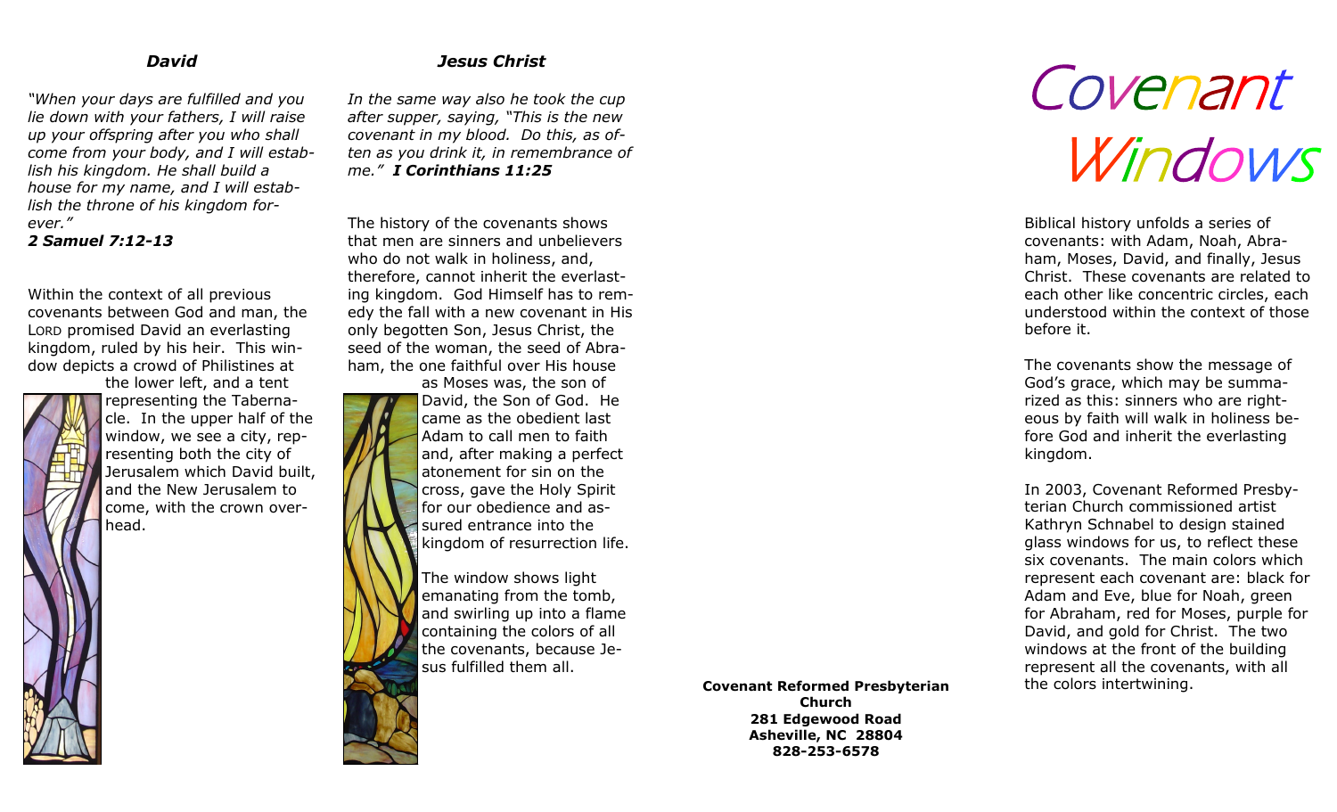### *David*

*"When your days are fulfilled and you lie down with your fathers, I will raise up your offspring after you who shall come from your body, and I will establish his kingdom. He shall build a house for my name, and I will establish the throne of his kingdom forever."*
***2 Samuel 7:12-13***

Within the context of all previous covenants between God and man, the LORD promised David an everlasting kingdom, ruled by his heir. This window depicts a crowd of Philistines at the lower left, and a tent representing the Tabernacle. In the upper half of the window, we see a city, representing both the city of Jerusalem which David built, and the New Jerusalem to come, with the crown overhead.

### *Jesus Christ*

*In the same way also he took the cup after supper, saying, "This is the new covenant in my blood. Do this, as often as you drink it, in remembrance of me."* ***I Corinthians 11:25***

The history of the covenants shows that men are sinners and unbelievers who do not walk in holiness, and, therefore, cannot inherit the everlasting kingdom. God Himself has to remedy the fall with a new covenant in His only begotten Son, Jesus Christ, the seed of the woman, the seed of Abraham, the one faithful over His house as Moses was, the son of David, the Son of God. He came as the obedient last Adam to call men to faith and, after making a perfect atonement for sin on the cross, gave the Holy Spirit for our obedience and assured entrance into the kingdom of resurrection life.

The window shows light emanating from the tomb, and swirling up into a flame containing the colors of all the covenants, because Jesus fulfilled them all.

**Covenant Reformed Presbyterian Church**
**281 Edgewood Road**
**Asheville, NC 28804**
**828-253-6578**

# Covenant Windows

Biblical history unfolds a series of covenants: with Adam, Noah, Abraham, Moses, David, and finally, Jesus Christ. These covenants are related to each other like concentric circles, each understood within the context of those before it.

The covenants show the message of God's grace, which may be summarized as this: sinners who are righteous by faith will walk in holiness before God and inherit the everlasting kingdom.

In 2003, Covenant Reformed Presbyterian Church commissioned artist Kathryn Schnabel to design stained glass windows for us, to reflect these six covenants. The main colors which represent each covenant are: black for Adam and Eve, blue for Noah, green for Abraham, red for Moses, purple for David, and gold for Christ. The two windows at the front of the building represent all the covenants, with all the colors intertwining.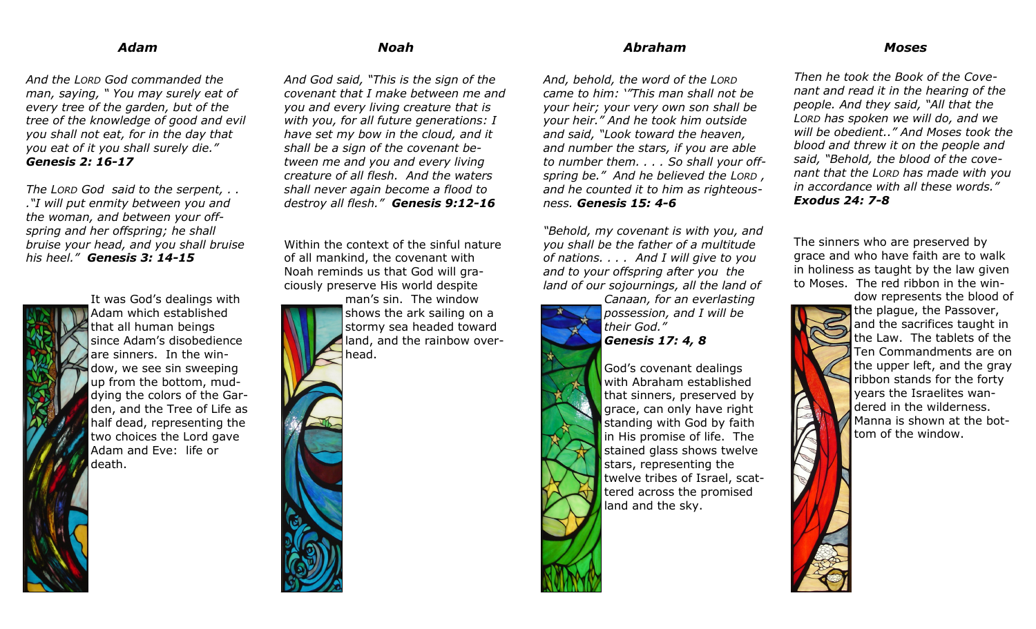## *Adam*

*And the LORD God commanded the man, saying, " You may surely eat of every tree of the garden, but of the tree of the knowledge of good and evil you shall not eat, for in the day that you eat of it you shall surely die."* ***Genesis 2: 16-17***

*The LORD God said to the serpent, . . ."I will put enmity between you and the woman, and between your offspring and her offspring; he shall bruise your head, and you shall bruise his heel."* ***Genesis 3: 14-15***

It was God's dealings with Adam which established that all human beings since Adam's disobedience are sinners. In the window, we see sin sweeping up from the bottom, muddying the colors of the Garden, and the Tree of Life as half dead, representing the two choices the Lord gave Adam and Eve: life or death.

## *Noah*

*And God said, "This is the sign of the covenant that I make between me and you and every living creature that is with you, for all future generations: I have set my bow in the cloud, and it shall be a sign of the covenant between me and you and every living creature of all flesh. And the waters shall never again become a flood to destroy all flesh."* ***Genesis 9:12-16***

Within the context of the sinful nature of all mankind, the covenant with Noah reminds us that God will graciously preserve His world despite man's sin. The window shows the ark sailing on a stormy sea headed toward land, and the rainbow overhead.

## *Abraham*

*And, behold, the word of the LORD came to him: '"This man shall not be your heir; your very own son shall be your heir." And he took him outside and said, "Look toward the heaven, and number the stars, if you are able to number them. . . . So shall your offspring be." And he believed the LORD, and he counted it to him as righteousness.* ***Genesis 15: 4-6***

*"Behold, my covenant is with you, and you shall be the father of a multitude of nations. . . . And I will give to you and to your offspring after you the land of our sojournings, all the land of Canaan, for an everlasting possession, and I will be their God."*
***Genesis 17: 4, 8***

God's covenant dealings with Abraham established that sinners, preserved by grace, can only have right standing with God by faith in His promise of life. The stained glass shows twelve stars, representing the twelve tribes of Israel, scattered across the promised land and the sky.

## *Moses*

*Then he took the Book of the Covenant and read it in the hearing of the people. And they said, "All that the LORD has spoken we will do, and we will be obedient.." And Moses took the blood and threw it on the people and said, "Behold, the blood of the covenant that the LORD has made with you in accordance with all these words."*
***Exodus 24: 7-8***

The sinners who are preserved by grace and who have faith are to walk in holiness as taught by the law given to Moses. The red ribbon in the window represents the blood of the plague, the Passover, and the sacrifices taught in the Law. The tablets of the Ten Commandments are on the upper left, and the gray ribbon stands for the forty years the Israelites wandered in the wilderness. Manna is shown at the bottom of the window.